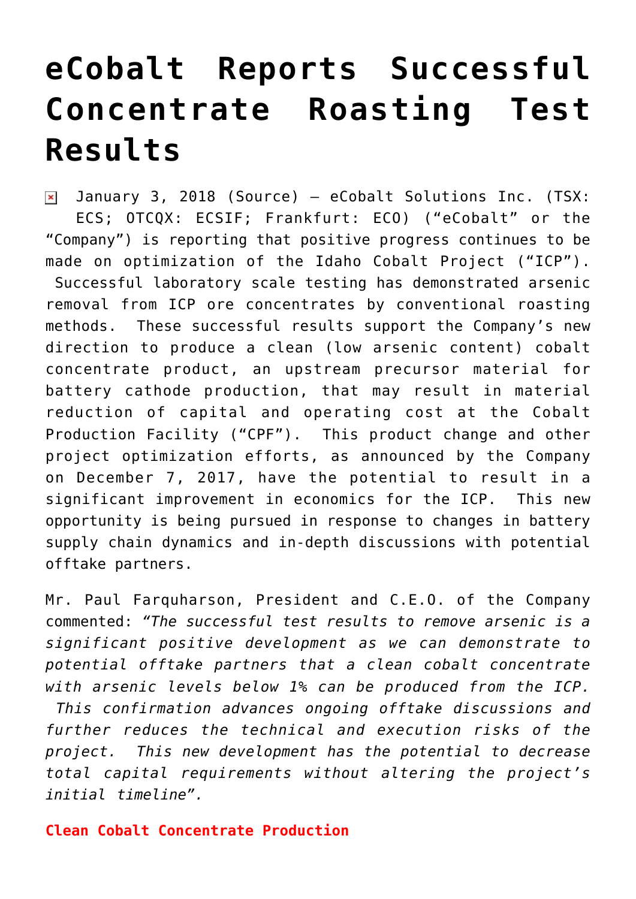# eCobalt Reports Successful Concentrate Roasting Test Results

January 3, 2018 (Source) — eCobalt Solutions Inc. (TSX: ECS; OTCQX: ECSIF; Frankfurt: ECO) ("eCobalt" or the "Company") is reporting that positive progress continues to be made on optimization of the Idaho Cobalt Project ("ICP"). Successful laboratory scale testing has demonstrated arsenic removal from ICP ore concentrates by conventional roasting methods. These successful results support the Company's new direction to produce a clean (low arsenic content) cobalt concentrate product, an upstream precursor material for battery cathode production, that may result in material reduction of capital and operating cost at the Cobalt Production Facility ("CPF"). This product change and other project optimization efforts, as announced by the Company on December 7, 2017, have the potential to result in a significant improvement in economics for the ICP. This new opportunity is being pursued in response to changes in battery supply chain dynamics and in-depth discussions with potential offtake partners.

Mr. Paul Farquharson, President and C.E.O. of the Company commented: *"The successful test results to remove arsenic is a significant positive development as we can demonstrate to potential offtake partners that a clean cobalt concentrate with arsenic levels below 1% can be produced from the ICP. This confirmation advances ongoing offtake discussions and further reduces the technical and execution risks of the project. This new development has the potential to decrease total capital requirements without altering the project's initial timeline".*

**Clean Cobalt Concentrate Production**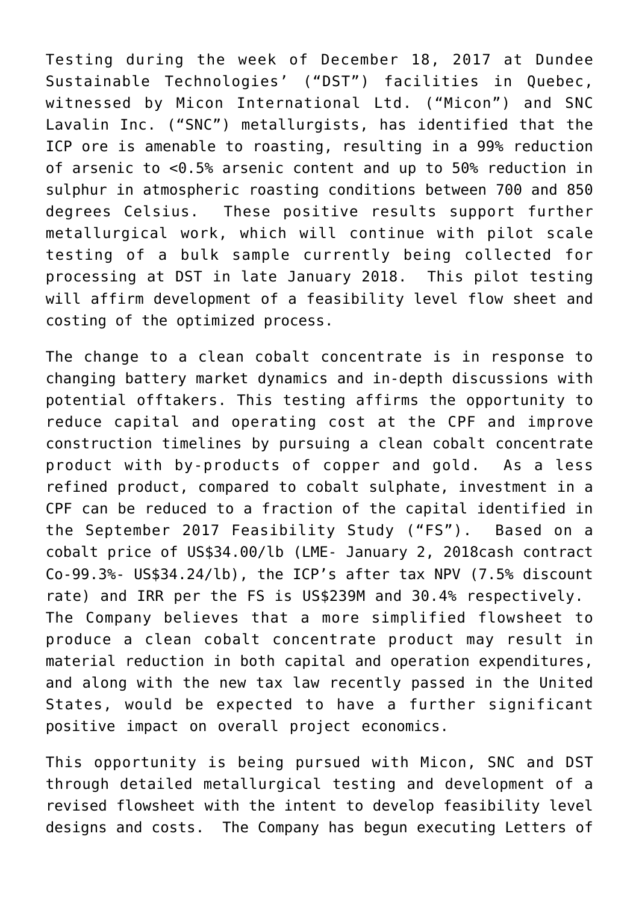Testing during the week of December 18, 2017 at Dundee Sustainable Technologies' ("DST") facilities in Quebec, witnessed by Micon International Ltd. ("Micon") and SNC Lavalin Inc. ("SNC") metallurgists, has identified that the ICP ore is amenable to roasting, resulting in a 99% reduction of arsenic to <0.5% arsenic content and up to 50% reduction in sulphur in atmospheric roasting conditions between 700 and 850 degrees Celsius. These positive results support further metallurgical work, which will continue with pilot scale testing of a bulk sample currently being collected for processing at DST in late January 2018. This pilot testing will affirm development of a feasibility level flow sheet and costing of the optimized process.

The change to a clean cobalt concentrate is in response to changing battery market dynamics and in-depth discussions with potential offtakers. This testing affirms the opportunity to reduce capital and operating cost at the CPF and improve construction timelines by pursuing a clean cobalt concentrate product with by-products of copper and gold. As a less refined product, compared to cobalt sulphate, investment in a CPF can be reduced to a fraction of the capital identified in the September 2017 Feasibility Study ("FS"). Based on a cobalt price of US$34.00/lb (LME- January 2, 2018cash contract Co-99.3%- US$34.24/lb), the ICP's after tax NPV (7.5% discount rate) and IRR per the FS is US$239M and 30.4% respectively. The Company believes that a more simplified flowsheet to produce a clean cobalt concentrate product may result in material reduction in both capital and operation expenditures, and along with the new tax law recently passed in the United States, would be expected to have a further significant positive impact on overall project economics.

This opportunity is being pursued with Micon, SNC and DST through detailed metallurgical testing and development of a revised flowsheet with the intent to develop feasibility level designs and costs. The Company has begun executing Letters of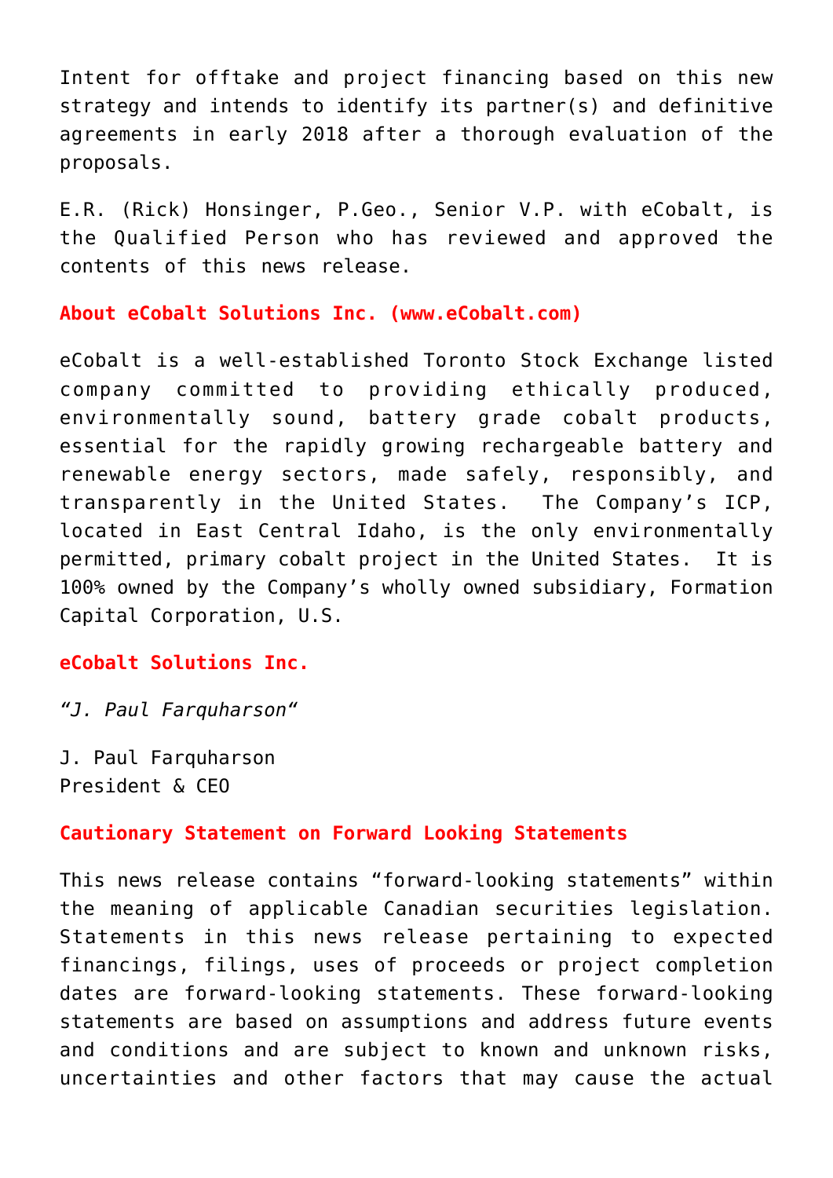Intent for offtake and project financing based on this new strategy and intends to identify its partner(s) and definitive agreements in early 2018 after a thorough evaluation of the proposals.

E.R. (Rick) Honsinger, P.Geo., Senior V.P. with eCobalt, is the Qualified Person who has reviewed and approved the contents of this news release.

**About eCobalt Solutions Inc. (www.eCobalt.com)**

eCobalt is a well-established Toronto Stock Exchange listed company committed to providing ethically produced, environmentally sound, battery grade cobalt products, essential for the rapidly growing rechargeable battery and renewable energy sectors, made safely, responsibly, and transparently in the United States. The Company's ICP, located in East Central Idaho, is the only environmentally permitted, primary cobalt project in the United States. It is 100% owned by the Company's wholly owned subsidiary, Formation Capital Corporation, U.S.

**eCobalt Solutions Inc.**

*"J. Paul Farquharson"*

J. Paul Farquharson
President & CEO

**Cautionary Statement on Forward Looking Statements**

This news release contains "forward-looking statements" within the meaning of applicable Canadian securities legislation. Statements in this news release pertaining to expected financings, filings, uses of proceeds or project completion dates are forward-looking statements. These forward-looking statements are based on assumptions and address future events and conditions and are subject to known and unknown risks, uncertainties and other factors that may cause the actual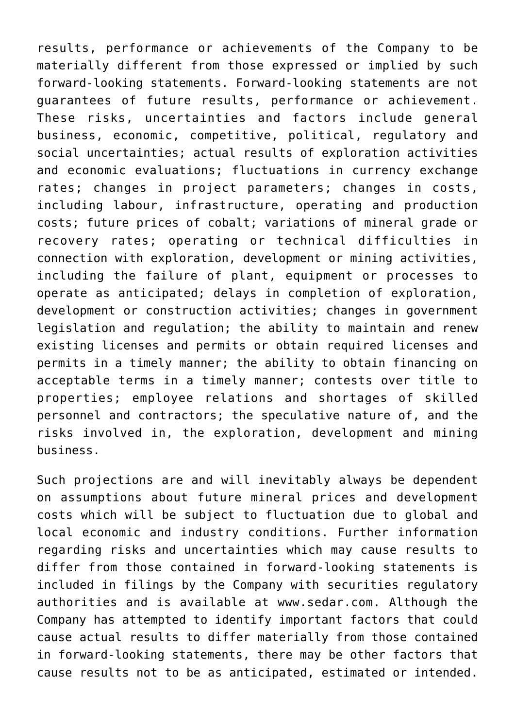results, performance or achievements of the Company to be materially different from those expressed or implied by such forward-looking statements. Forward-looking statements are not guarantees of future results, performance or achievement. These risks, uncertainties and factors include general business, economic, competitive, political, regulatory and social uncertainties; actual results of exploration activities and economic evaluations; fluctuations in currency exchange rates; changes in project parameters; changes in costs, including labour, infrastructure, operating and production costs; future prices of cobalt; variations of mineral grade or recovery rates; operating or technical difficulties in connection with exploration, development or mining activities, including the failure of plant, equipment or processes to operate as anticipated; delays in completion of exploration, development or construction activities; changes in government legislation and regulation; the ability to maintain and renew existing licenses and permits or obtain required licenses and permits in a timely manner; the ability to obtain financing on acceptable terms in a timely manner; contests over title to properties; employee relations and shortages of skilled personnel and contractors; the speculative nature of, and the risks involved in, the exploration, development and mining business.

Such projections are and will inevitably always be dependent on assumptions about future mineral prices and development costs which will be subject to fluctuation due to global and local economic and industry conditions. Further information regarding risks and uncertainties which may cause results to differ from those contained in forward-looking statements is included in filings by the Company with securities regulatory authorities and is available at www.sedar.com. Although the Company has attempted to identify important factors that could cause actual results to differ materially from those contained in forward-looking statements, there may be other factors that cause results not to be as anticipated, estimated or intended.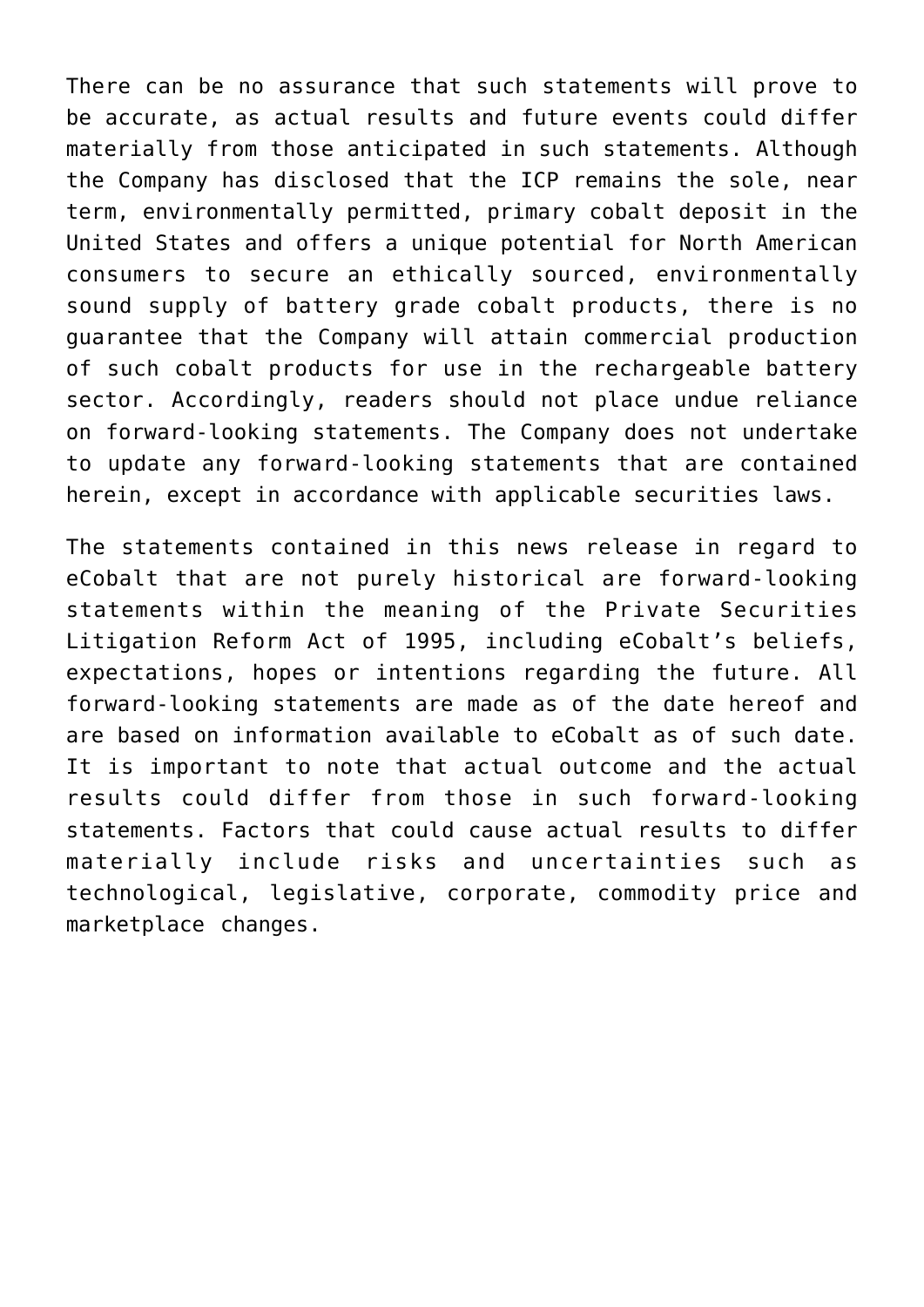There can be no assurance that such statements will prove to be accurate, as actual results and future events could differ materially from those anticipated in such statements. Although the Company has disclosed that the ICP remains the sole, near term, environmentally permitted, primary cobalt deposit in the United States and offers a unique potential for North American consumers to secure an ethically sourced, environmentally sound supply of battery grade cobalt products, there is no guarantee that the Company will attain commercial production of such cobalt products for use in the rechargeable battery sector. Accordingly, readers should not place undue reliance on forward-looking statements. The Company does not undertake to update any forward-looking statements that are contained herein, except in accordance with applicable securities laws.

The statements contained in this news release in regard to eCobalt that are not purely historical are forward-looking statements within the meaning of the Private Securities Litigation Reform Act of 1995, including eCobalt's beliefs, expectations, hopes or intentions regarding the future. All forward-looking statements are made as of the date hereof and are based on information available to eCobalt as of such date. It is important to note that actual outcome and the actual results could differ from those in such forward-looking statements. Factors that could cause actual results to differ materially include risks and uncertainties such as technological, legislative, corporate, commodity price and marketplace changes.